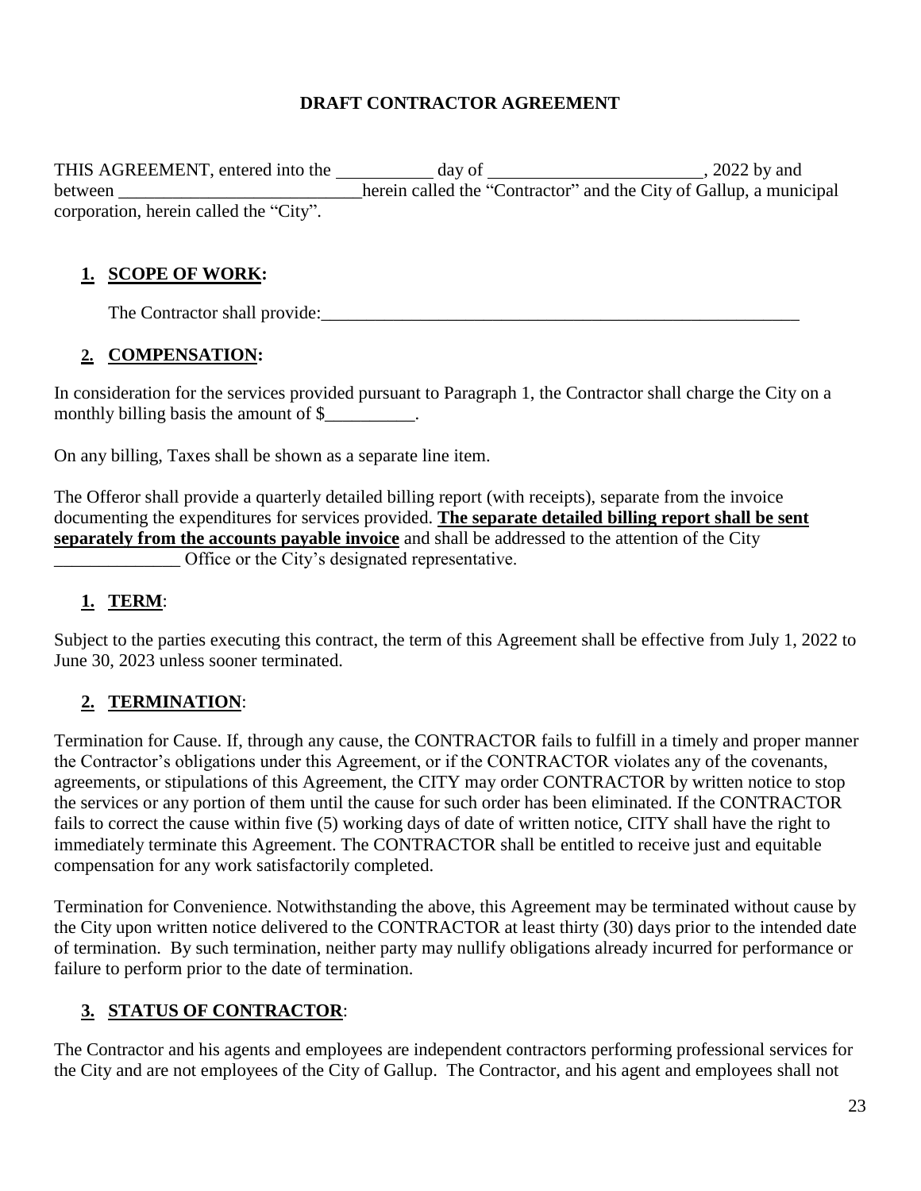# DRAFT CONTRACTOR AGREEMENT

THIS AGREEMENT, entered into the \_\_\_\_\_\_\_\_\_\_\_ day of \_\_\_\_\_\_\_\_\_\_\_\_\_\_\_\_\_\_\_\_\_\_\_\_, 2022 by and between \_\_\_\_\_\_\_\_\_\_\_\_\_\_\_\_\_\_\_\_\_\_\_\_\_\_\_herein called the "Contractor" and the City of Gallup, a municipal corporation, herein called the "City".

**1. SCOPE OF WORK:**

The Contractor shall provide:\_\_\_\_\_\_\_\_\_\_\_\_\_\_\_\_\_\_\_\_\_\_\_\_\_\_\_\_\_\_\_\_\_\_\_\_\_\_\_\_\_\_\_\_\_\_\_\_\_\_\_\_\_\_\_\_

**2. COMPENSATION:**

In consideration for the services provided pursuant to Paragraph 1, the Contractor shall charge the City on a monthly billing basis the amount of $\_\_\_\_\_\_\_\_\_\_.

On any billing, Taxes shall be shown as a separate line item.

The Offeror shall provide a quarterly detailed billing report (with receipts), separate from the invoice documenting the expenditures for services provided. **The separate detailed billing report shall be sent separately from the accounts payable invoice** and shall be addressed to the attention of the City \_\_\_\_\_\_\_\_\_\_\_\_\_\_ Office or the City's designated representative.

**1. TERM:**

Subject to the parties executing this contract, the term of this Agreement shall be effective from July 1, 2022 to June 30, 2023 unless sooner terminated.

**2. TERMINATION:**

Termination for Cause. If, through any cause, the CONTRACTOR fails to fulfill in a timely and proper manner the Contractor's obligations under this Agreement, or if the CONTRACTOR violates any of the covenants, agreements, or stipulations of this Agreement, the CITY may order CONTRACTOR by written notice to stop the services or any portion of them until the cause for such order has been eliminated. If the CONTRACTOR fails to correct the cause within five (5) working days of date of written notice, CITY shall have the right to immediately terminate this Agreement. The CONTRACTOR shall be entitled to receive just and equitable compensation for any work satisfactorily completed.

Termination for Convenience. Notwithstanding the above, this Agreement may be terminated without cause by the City upon written notice delivered to the CONTRACTOR at least thirty (30) days prior to the intended date of termination. By such termination, neither party may nullify obligations already incurred for performance or failure to perform prior to the date of termination.

**3. STATUS OF CONTRACTOR:**

The Contractor and his agents and employees are independent contractors performing professional services for the City and are not employees of the City of Gallup. The Contractor, and his agent and employees shall not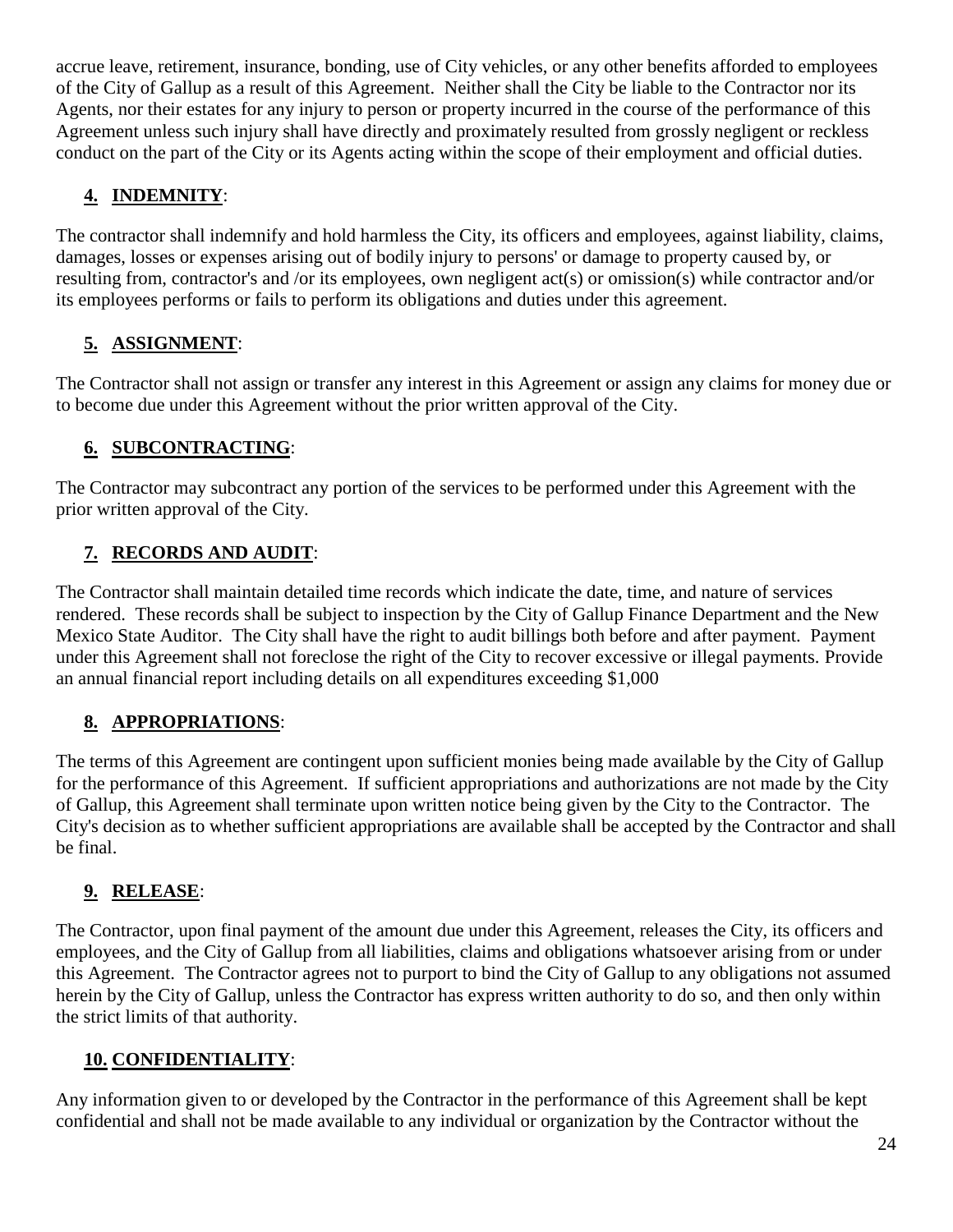accrue leave, retirement, insurance, bonding, use of City vehicles, or any other benefits afforded to employees of the City of Gallup as a result of this Agreement. Neither shall the City be liable to the Contractor nor its Agents, nor their estates for any injury to person or property incurred in the course of the performance of this Agreement unless such injury shall have directly and proximately resulted from grossly negligent or reckless conduct on the part of the City or its Agents acting within the scope of their employment and official duties.

## 4. INDEMNITY:

The contractor shall indemnify and hold harmless the City, its officers and employees, against liability, claims, damages, losses or expenses arising out of bodily injury to persons' or damage to property caused by, or resulting from, contractor's and /or its employees, own negligent act(s) or omission(s) while contractor and/or its employees performs or fails to perform its obligations and duties under this agreement.

## 5. ASSIGNMENT:

The Contractor shall not assign or transfer any interest in this Agreement or assign any claims for money due or to become due under this Agreement without the prior written approval of the City.

## 6. SUBCONTRACTING:

The Contractor may subcontract any portion of the services to be performed under this Agreement with the prior written approval of the City.

## 7. RECORDS AND AUDIT:

The Contractor shall maintain detailed time records which indicate the date, time, and nature of services rendered. These records shall be subject to inspection by the City of Gallup Finance Department and the New Mexico State Auditor. The City shall have the right to audit billings both before and after payment. Payment under this Agreement shall not foreclose the right of the City to recover excessive or illegal payments. Provide an annual financial report including details on all expenditures exceeding $1,000

## 8. APPROPRIATIONS:

The terms of this Agreement are contingent upon sufficient monies being made available by the City of Gallup for the performance of this Agreement. If sufficient appropriations and authorizations are not made by the City of Gallup, this Agreement shall terminate upon written notice being given by the City to the Contractor. The City's decision as to whether sufficient appropriations are available shall be accepted by the Contractor and shall be final.

## 9. RELEASE:

The Contractor, upon final payment of the amount due under this Agreement, releases the City, its officers and employees, and the City of Gallup from all liabilities, claims and obligations whatsoever arising from or under this Agreement. The Contractor agrees not to purport to bind the City of Gallup to any obligations not assumed herein by the City of Gallup, unless the Contractor has express written authority to do so, and then only within the strict limits of that authority.

## 10. CONFIDENTIALITY:

Any information given to or developed by the Contractor in the performance of this Agreement shall be kept confidential and shall not be made available to any individual or organization by the Contractor without the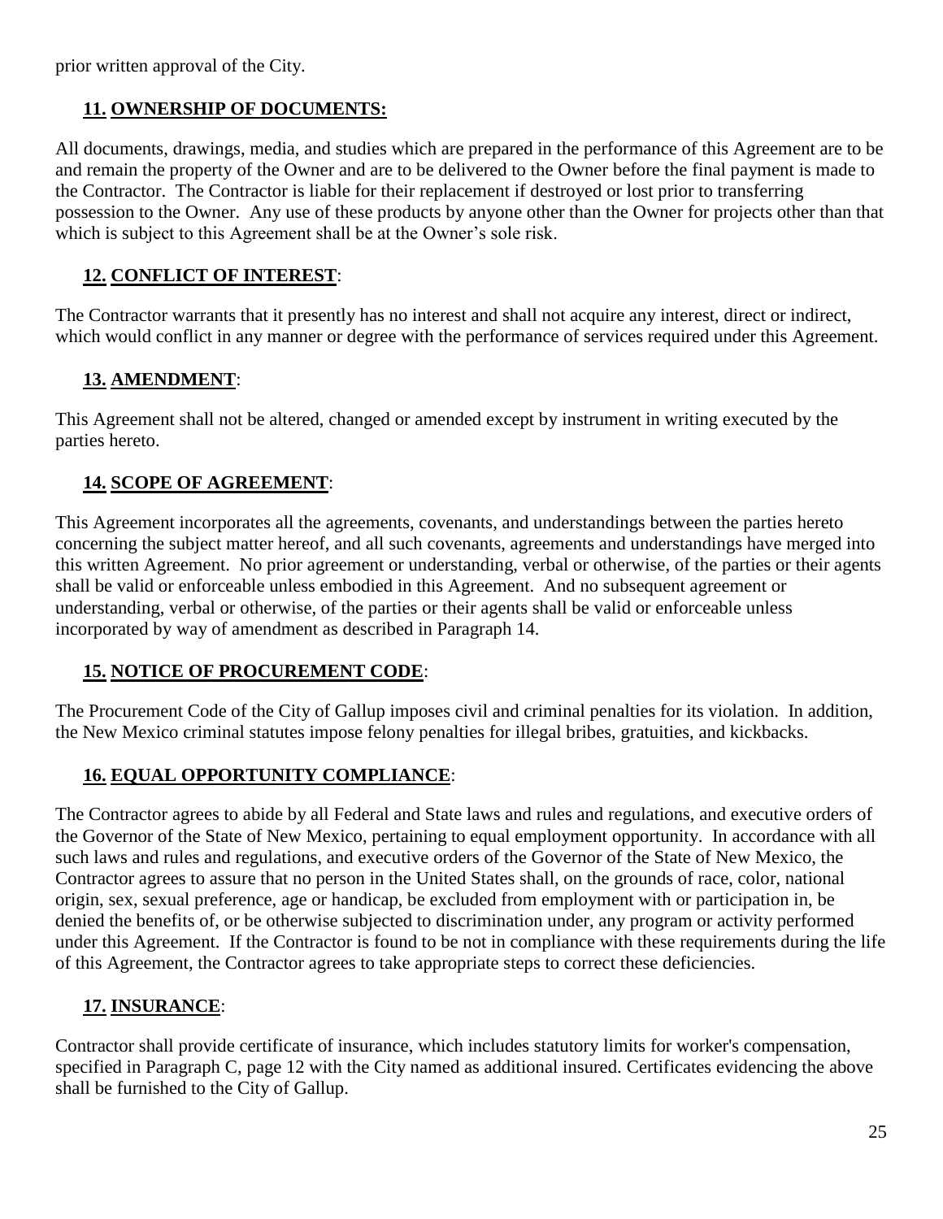prior written approval of the City.

## 11. OWNERSHIP OF DOCUMENTS:

All documents, drawings, media, and studies which are prepared in the performance of this Agreement are to be and remain the property of the Owner and are to be delivered to the Owner before the final payment is made to the Contractor. The Contractor is liable for their replacement if destroyed or lost prior to transferring possession to the Owner. Any use of these products by anyone other than the Owner for projects other than that which is subject to this Agreement shall be at the Owner's sole risk.

## 12. CONFLICT OF INTEREST:

The Contractor warrants that it presently has no interest and shall not acquire any interest, direct or indirect, which would conflict in any manner or degree with the performance of services required under this Agreement.

## 13. AMENDMENT:

This Agreement shall not be altered, changed or amended except by instrument in writing executed by the parties hereto.

## 14. SCOPE OF AGREEMENT:

This Agreement incorporates all the agreements, covenants, and understandings between the parties hereto concerning the subject matter hereof, and all such covenants, agreements and understandings have merged into this written Agreement. No prior agreement or understanding, verbal or otherwise, of the parties or their agents shall be valid or enforceable unless embodied in this Agreement. And no subsequent agreement or understanding, verbal or otherwise, of the parties or their agents shall be valid or enforceable unless incorporated by way of amendment as described in Paragraph 14.

## 15. NOTICE OF PROCUREMENT CODE:

The Procurement Code of the City of Gallup imposes civil and criminal penalties for its violation. In addition, the New Mexico criminal statutes impose felony penalties for illegal bribes, gratuities, and kickbacks.

## 16. EQUAL OPPORTUNITY COMPLIANCE:

The Contractor agrees to abide by all Federal and State laws and rules and regulations, and executive orders of the Governor of the State of New Mexico, pertaining to equal employment opportunity. In accordance with all such laws and rules and regulations, and executive orders of the Governor of the State of New Mexico, the Contractor agrees to assure that no person in the United States shall, on the grounds of race, color, national origin, sex, sexual preference, age or handicap, be excluded from employment with or participation in, be denied the benefits of, or be otherwise subjected to discrimination under, any program or activity performed under this Agreement. If the Contractor is found to be not in compliance with these requirements during the life of this Agreement, the Contractor agrees to take appropriate steps to correct these deficiencies.

## 17. INSURANCE:

Contractor shall provide certificate of insurance, which includes statutory limits for worker's compensation, specified in Paragraph C, page 12 with the City named as additional insured. Certificates evidencing the above shall be furnished to the City of Gallup.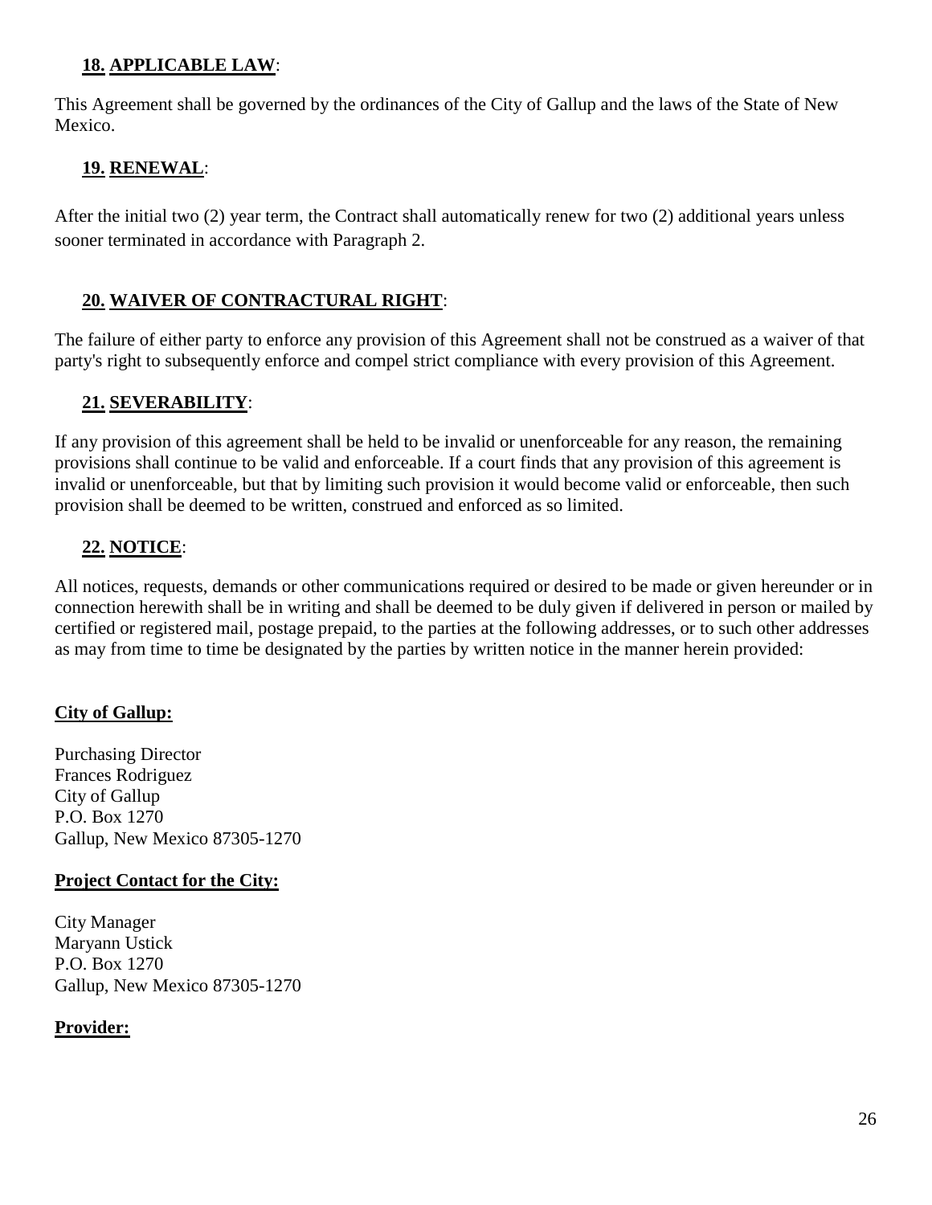### **18. APPLICABLE LAW**:

This Agreement shall be governed by the ordinances of the City of Gallup and the laws of the State of New Mexico.

### **19. RENEWAL**:

After the initial two (2) year term, the Contract shall automatically renew for two (2) additional years unless sooner terminated in accordance with Paragraph 2.

### **20. WAIVER OF CONTRACTURAL RIGHT**:

The failure of either party to enforce any provision of this Agreement shall not be construed as a waiver of that party's right to subsequently enforce and compel strict compliance with every provision of this Agreement.

### **21. SEVERABILITY**:

If any provision of this agreement shall be held to be invalid or unenforceable for any reason, the remaining provisions shall continue to be valid and enforceable. If a court finds that any provision of this agreement is invalid or unenforceable, but that by limiting such provision it would become valid or enforceable, then such provision shall be deemed to be written, construed and enforced as so limited.

### **22. NOTICE**:

All notices, requests, demands or other communications required or desired to be made or given hereunder or in connection herewith shall be in writing and shall be deemed to be duly given if delivered in person or mailed by certified or registered mail, postage prepaid, to the parties at the following addresses, or to such other addresses as may from time to time be designated by the parties by written notice in the manner herein provided:

**City of Gallup:**

Purchasing Director
Frances Rodriguez
City of Gallup
P.O. Box 1270
Gallup, New Mexico 87305-1270

**Project Contact for the City:**

City Manager
Maryann Ustick
P.O. Box 1270
Gallup, New Mexico 87305-1270

**Provider:**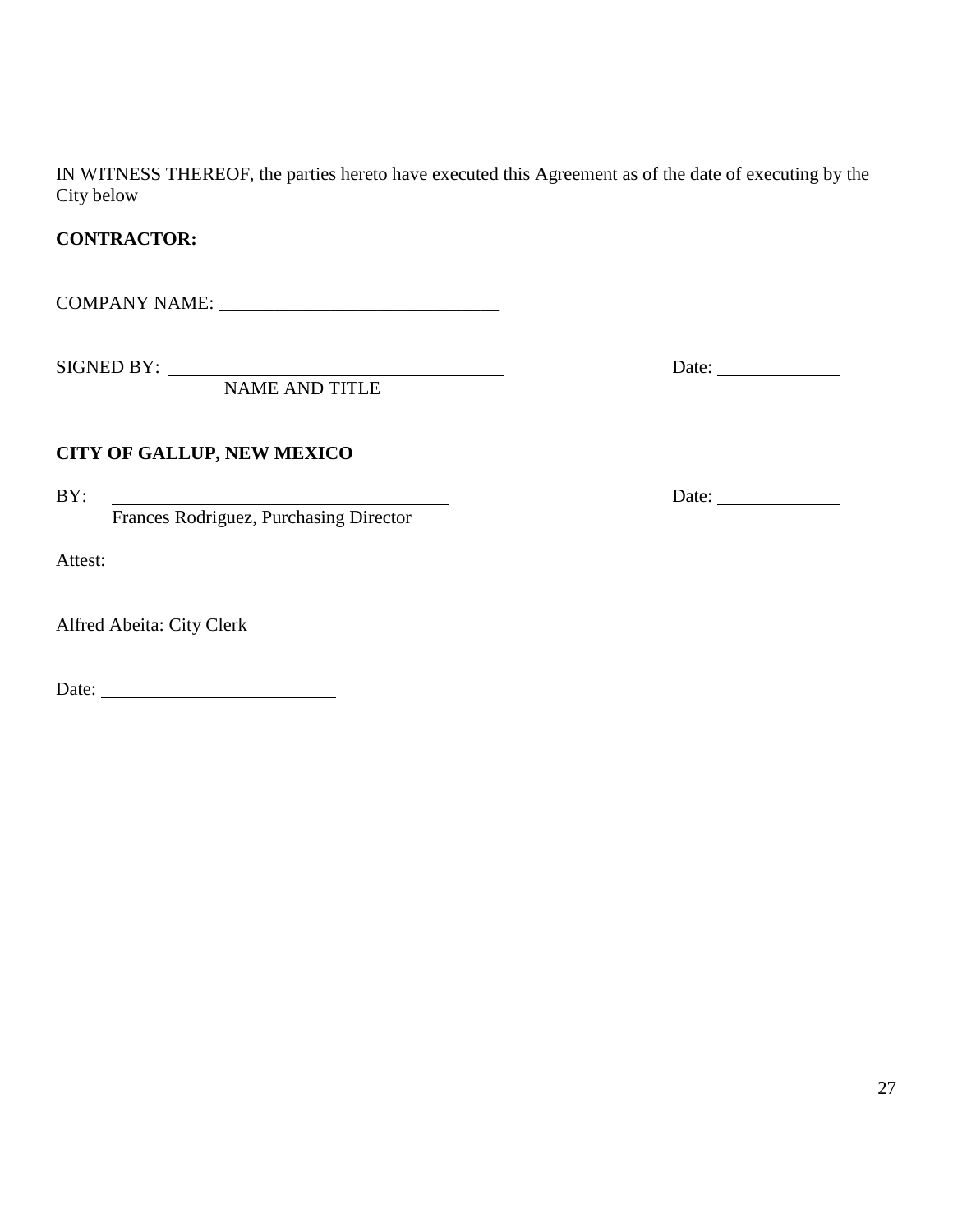IN WITNESS THEREOF, the parties hereto have executed this Agreement as of the date of executing by the City below

**CONTRACTOR:**

COMPANY NAME: ______________________________

SIGNED BY: ___________________________________ Date: _____________
NAME AND TITLE

**CITY OF GALLUP, NEW MEXICO**

BY: ___________________________________ Date: _____________
Frances Rodriguez, Purchasing Director

Attest:

Alfred Abeita: City Clerk

Date: _________________________